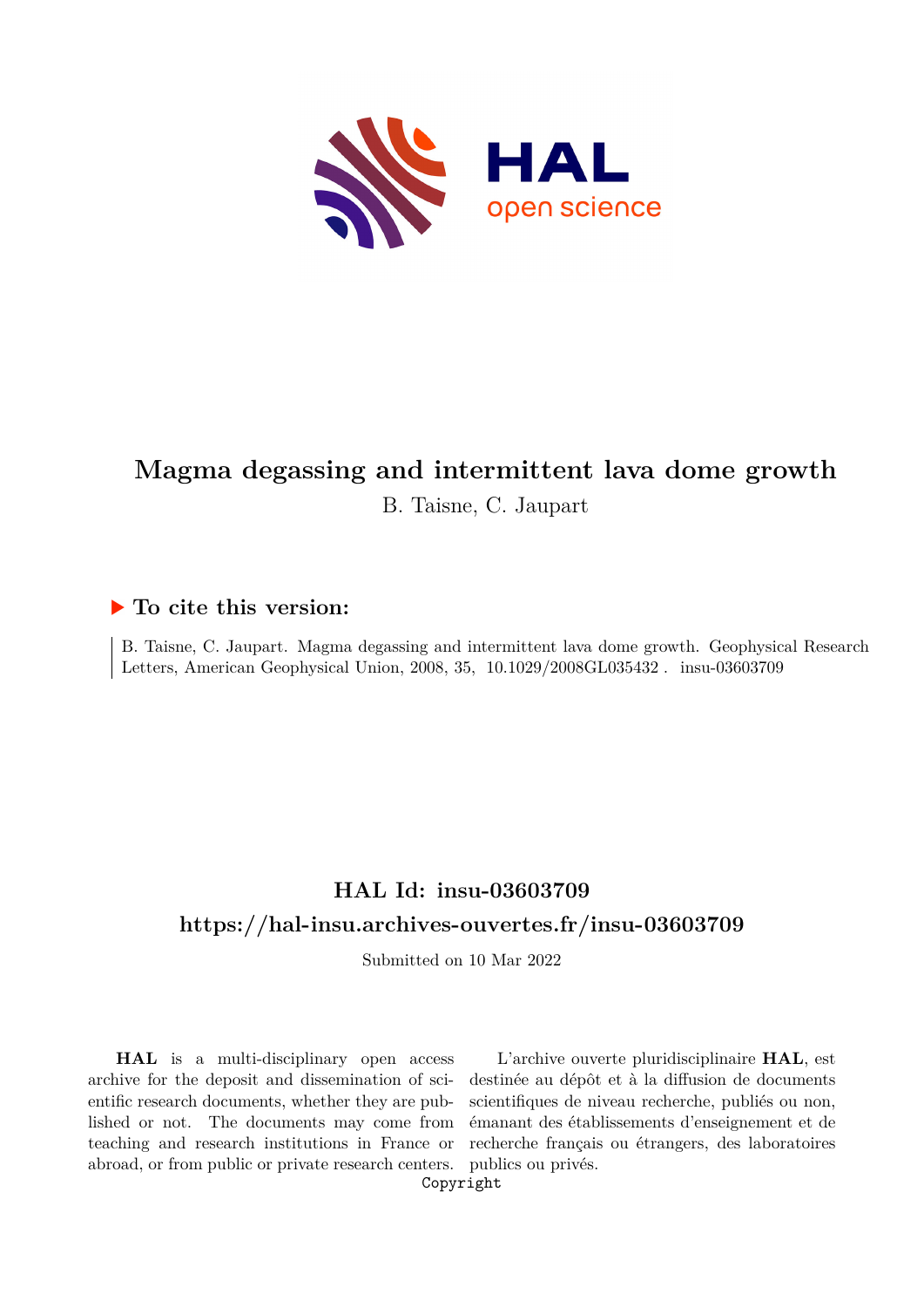# Magma degassing and intermittent lava dome growth

B. Taisne, C. Jaupart

## ▶ To cite this version:

B. Taisne, C. Jaupart. Magma degassing and intermittent lava dome growth. Geophysical Research Letters, American Geophysical Union, 2008, 35, 10.1029/2008GL035432 . insu-03603709

## HAL Id: insu-03603709

## https://hal-insu.archives-ouvertes.fr/insu-03603709

Submitted on 10 Mar 2022

**HAL** is a multi-disciplinary open access archive for the deposit and dissemination of scientific research documents, whether they are published or not. The documents may come from teaching and research institutions in France or abroad, or from public or private research centers.

L'archive ouverte pluridisciplinaire **HAL**, est destinée au dépôt et à la diffusion de documents scientifiques de niveau recherche, publiés ou non, émanant des établissements d'enseignement et de recherche français ou étrangers, des laboratoires publics ou privés.

Copyright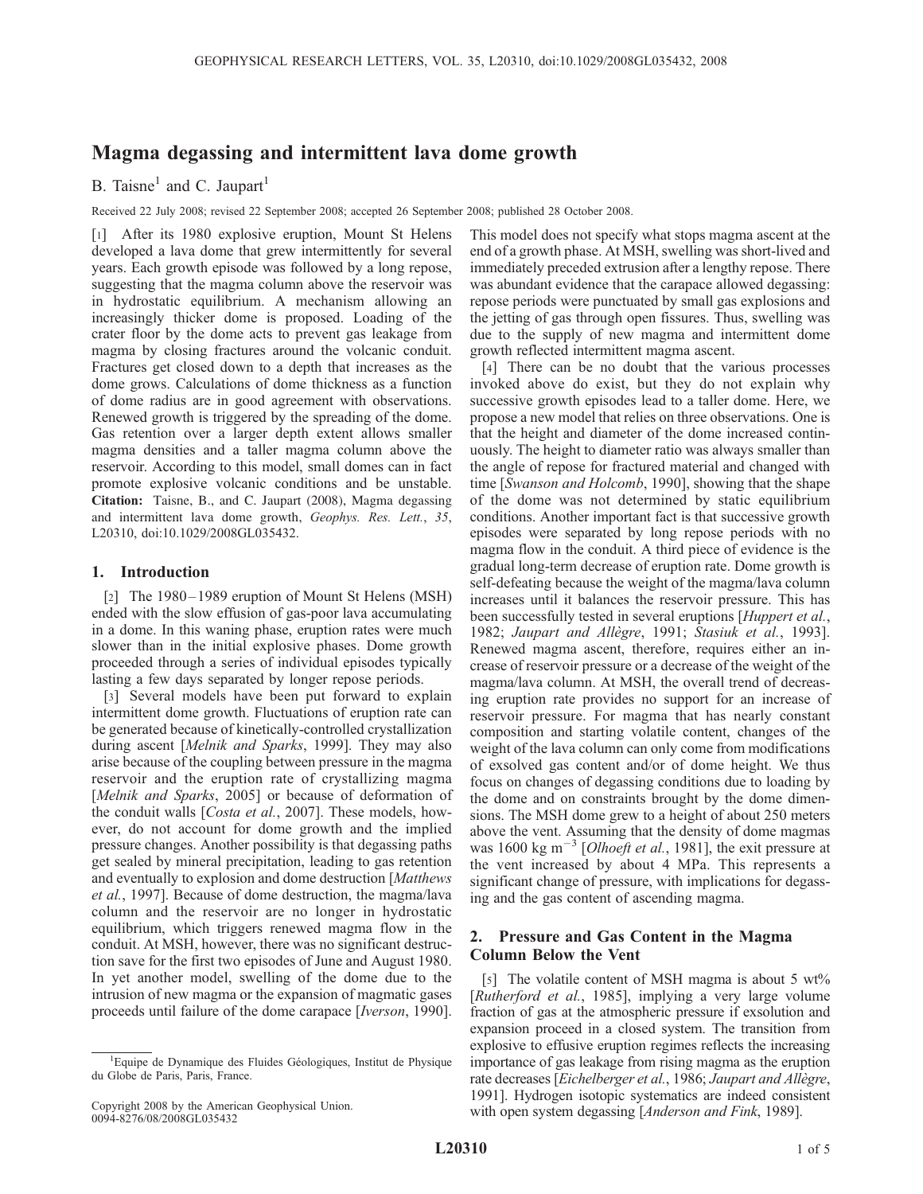# Magma degassing and intermittent lava dome growth

B. Taisne[1] and C. Jaupart[1]

Received 22 July 2008; revised 22 September 2008; accepted 26 September 2008; published 28 October 2008.

[1] After its 1980 explosive eruption, Mount St Helens developed a lava dome that grew intermittently for several years. Each growth episode was followed by a long repose, suggesting that the magma column above the reservoir was in hydrostatic equilibrium. A mechanism allowing an increasingly thicker dome is proposed. Loading of the crater floor by the dome acts to prevent gas leakage from magma by closing fractures around the volcanic conduit. Fractures get closed down to a depth that increases as the dome grows. Calculations of dome thickness as a function of dome radius are in good agreement with observations. Renewed growth is triggered by the spreading of the dome. Gas retention over a larger depth extent allows smaller magma densities and a taller magma column above the reservoir. According to this model, small domes can in fact promote explosive volcanic conditions and be unstable. **Citation:** Taisne, B., and C. Jaupart (2008), Magma degassing and intermittent lava dome growth, *Geophys. Res. Lett.*, *35*, L20310, doi:10.1029/2008GL035432.

## 1. Introduction

[2] The 1980–1989 eruption of Mount St Helens (MSH) ended with the slow effusion of gas-poor lava accumulating in a dome. In this waning phase, eruption rates were much slower than in the initial explosive phases. Dome growth proceeded through a series of individual episodes typically lasting a few days separated by longer repose periods.

[3] Several models have been put forward to explain intermittent dome growth. Fluctuations of eruption rate can be generated because of kinetically-controlled crystallization during ascent [*Melnik and Sparks*, 1999]. They may also arise because of the coupling between pressure in the magma reservoir and the eruption rate of crystallizing magma [*Melnik and Sparks*, 2005] or because of deformation of the conduit walls [*Costa et al.*, 2007]. These models, however, do not account for dome growth and the implied pressure changes. Another possibility is that degassing paths get sealed by mineral precipitation, leading to gas retention and eventually to explosion and dome destruction [*Matthews et al.*, 1997]. Because of dome destruction, the magma/lava column and the reservoir are no longer in hydrostatic equilibrium, which triggers renewed magma flow in the conduit. At MSH, however, there was no significant destruction save for the first two episodes of June and August 1980. In yet another model, swelling of the dome due to the intrusion of new magma or the expansion of magmatic gases proceeds until failure of the dome carapace [*Iverson*, 1990]. This model does not specify what stops magma ascent at the end of a growth phase. At MSH, swelling was short-lived and immediately preceded extrusion after a lengthy repose. There was abundant evidence that the carapace allowed degassing: repose periods were punctuated by small gas explosions and the jetting of gas through open fissures. Thus, swelling was due to the supply of new magma and intermittent dome growth reflected intermittent magma ascent.

[4] There can be no doubt that the various processes invoked above do exist, but they do not explain why successive growth episodes lead to a taller dome. Here, we propose a new model that relies on three observations. One is that the height and diameter of the dome increased continuously. The height to diameter ratio was always smaller than the angle of repose for fractured material and changed with time [*Swanson and Holcomb*, 1990], showing that the shape of the dome was not determined by static equilibrium conditions. Another important fact is that successive growth episodes were separated by long repose periods with no magma flow in the conduit. A third piece of evidence is the gradual long-term decrease of eruption rate. Dome growth is self-defeating because the weight of the magma/lava column increases until it balances the reservoir pressure. This has been successfully tested in several eruptions [*Huppert et al.*, 1982; *Jaupart and Allègre*, 1991; *Stasiuk et al.*, 1993]. Renewed magma ascent, therefore, requires either an increase of reservoir pressure or a decrease of the weight of the magma/lava column. At MSH, the overall trend of decreasing eruption rate provides no support for an increase of reservoir pressure. For magma that has nearly constant composition and starting volatile content, changes of the weight of the lava column can only come from modifications of exsolved gas content and/or of dome height. We thus focus on changes of degassing conditions due to loading by the dome and on constraints brought by the dome dimensions. The MSH dome grew to a height of about 250 meters above the vent. Assuming that the density of dome magmas was 1600 kg m$^{-3}$ [*Olhoeft et al.*, 1981], the exit pressure at the vent increased by about 4 MPa. This represents a significant change of pressure, with implications for degassing and the gas content of ascending magma.

## 2. Pressure and Gas Content in the Magma Column Below the Vent

[5] The volatile content of MSH magma is about 5 wt% [*Rutherford et al.*, 1985], implying a very large volume fraction of gas at the atmospheric pressure if exsolution and expansion proceed in a closed system. The transition from explosive to effusive eruption regimes reflects the increasing importance of gas leakage from rising magma as the eruption rate decreases [*Eichelberger et al.*, 1986; *Jaupart and Allègre*, 1991]. Hydrogen isotopic systematics are indeed consistent with open system degassing [*Anderson and Fink*, 1989].

[1]Equipe de Dynamique des Fluides Géologiques, Institut de Physique du Globe de Paris, Paris, France.

Copyright 2008 by the American Geophysical Union.
0094-8276/08/2008GL035432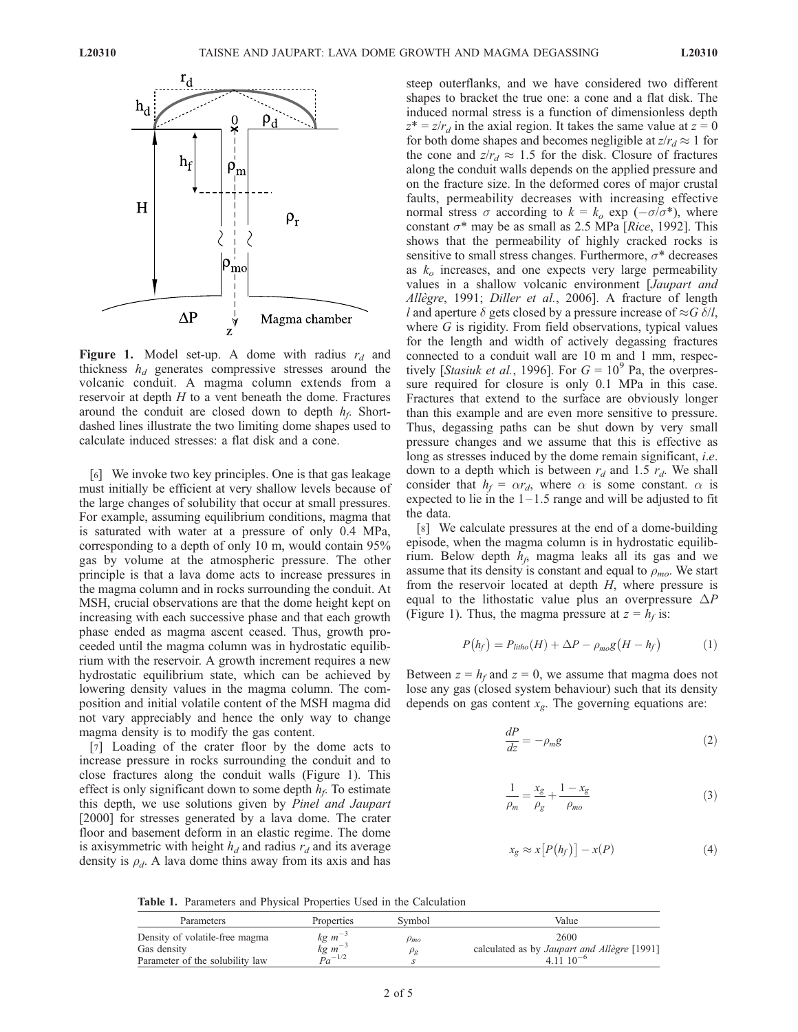**Figure 1.** Model set-up. A dome with radius $r_d$ and thickness $h_d$ generates compressive stresses around the volcanic conduit. A magma column extends from a reservoir at depth $H$ to a vent beneath the dome. Fractures around the conduit are closed down to depth $h_f$. Short-dashed lines illustrate the two limiting dome shapes used to calculate induced stresses: a flat disk and a cone.

[6] We invoke two key principles. One is that gas leakage must initially be efficient at very shallow levels because of the large changes of solubility that occur at small pressures. For example, assuming equilibrium conditions, magma that is saturated with water at a pressure of only 0.4 MPa, corresponding to a depth of only 10 m, would contain 95% gas by volume at the atmospheric pressure. The other principle is that a lava dome acts to increase pressures in the magma column and in rocks surrounding the conduit. At MSH, crucial observations are that the dome height kept on increasing with each successive phase and that each growth phase ended as magma ascent ceased. Thus, growth proceeded until the magma column was in hydrostatic equilibrium with the reservoir. A growth increment requires a new hydrostatic equilibrium state, which can be achieved by lowering density values in the magma column. The composition and initial volatile content of the MSH magma did not vary appreciably and hence the only way to change magma density is to modify the gas content.

[7] Loading of the crater floor by the dome acts to increase pressure in rocks surrounding the conduit and to close fractures along the conduit walls (Figure 1). This effect is only significant down to some depth $h_f$. To estimate this depth, we use solutions given by *Pinel and Jaupart* [2000] for stresses generated by a lava dome. The crater floor and basement deform in an elastic regime. The dome is axisymmetric with height $h_d$ and radius $r_d$ and its average density is $\rho_d$. A lava dome thins away from its axis and has steep outerflanks, and we have considered two different shapes to bracket the true one: a cone and a flat disk. The induced normal stress is a function of dimensionless depth $z^* = z/r_d$ in the axial region. It takes the same value at $z = 0$ for both dome shapes and becomes negligible at $z/r_d \approx 1$ for the cone and $z/r_d \approx 1.5$ for the disk. Closure of fractures along the conduit walls depends on the applied pressure and on the fracture size. In the deformed cores of major crustal faults, permeability decreases with increasing effective normal stress $\sigma$ according to $k = k_o \exp(-\sigma/\sigma^*)$, where constant $\sigma^*$ may be as small as 2.5 MPa [*Rice*, 1992]. This shows that the permeability of highly cracked rocks is sensitive to small stress changes. Furthermore, $\sigma^*$ decreases as $k_o$ increases, and one expects very large permeability values in a shallow volcanic environment [*Jaupart and Allègre*, 1991; *Diller et al.*, 2006]. A fracture of length $l$ and aperture $\delta$ gets closed by a pressure increase of $\approx G\,\delta/l$, where $G$ is rigidity. From field observations, typical values for the length and width of actively degassing fractures connected to a conduit wall are 10 m and 1 mm, respectively [*Stasiuk et al.*, 1996]. For $G = 10^9$ Pa, the overpressure required for closure is only 0.1 MPa in this case. Fractures that extend to the surface are obviously longer than this example and are even more sensitive to pressure. Thus, degassing paths can be shut down by very small pressure changes and we assume that this is effective as long as stresses induced by the dome remain significant, *i.e*. down to a depth which is between $r_d$ and 1.5 $r_d$. We shall consider that $h_f = \alpha r_d$, where $\alpha$ is some constant. $\alpha$ is expected to lie in the 1–1.5 range and will be adjusted to fit the data.

[8] We calculate pressures at the end of a dome-building episode, when the magma column is in hydrostatic equilibrium. Below depth $h_f$, magma leaks all its gas and we assume that its density is constant and equal to $\rho_{mo}$. We start from the reservoir located at depth $H$, where pressure is equal to the lithostatic value plus an overpressure $\Delta P$ (Figure 1). Thus, the magma pressure at $z = h_f$ is:

$$P(h_f) = P_{litho}(H) + \Delta P - \rho_{mo} g (H - h_f) \tag{1}$$

Between $z = h_f$ and $z = 0$, we assume that magma does not lose any gas (closed system behaviour) such that its density depends on gas content $x_g$. The governing equations are:

$$\frac{dP}{dz} = -\rho_m g \tag{2}$$

$$\frac{1}{\rho_m} = \frac{x_g}{\rho_g} + \frac{1 - x_g}{\rho_{mo}} \tag{3}$$

$$x_g \approx x[P(h_f)] - x(P) \tag{4}$$

**Table 1.** Parameters and Physical Properties Used in the Calculation

| Parameters | Properties | Symbol | Value |
|---|---|---|---|
| Density of volatile-free magma | $kg\ m^{-3}$ | $\rho_{mo}$ | 2600 |
| Gas density | $kg\ m^{-3}$ | $\rho_g$ | calculated as by *Jaupart and Allègre* [1991] |
| Parameter of the solubility law | $Pa^{-1/2}$ | $s$ | $4.11\ 10^{-6}$ |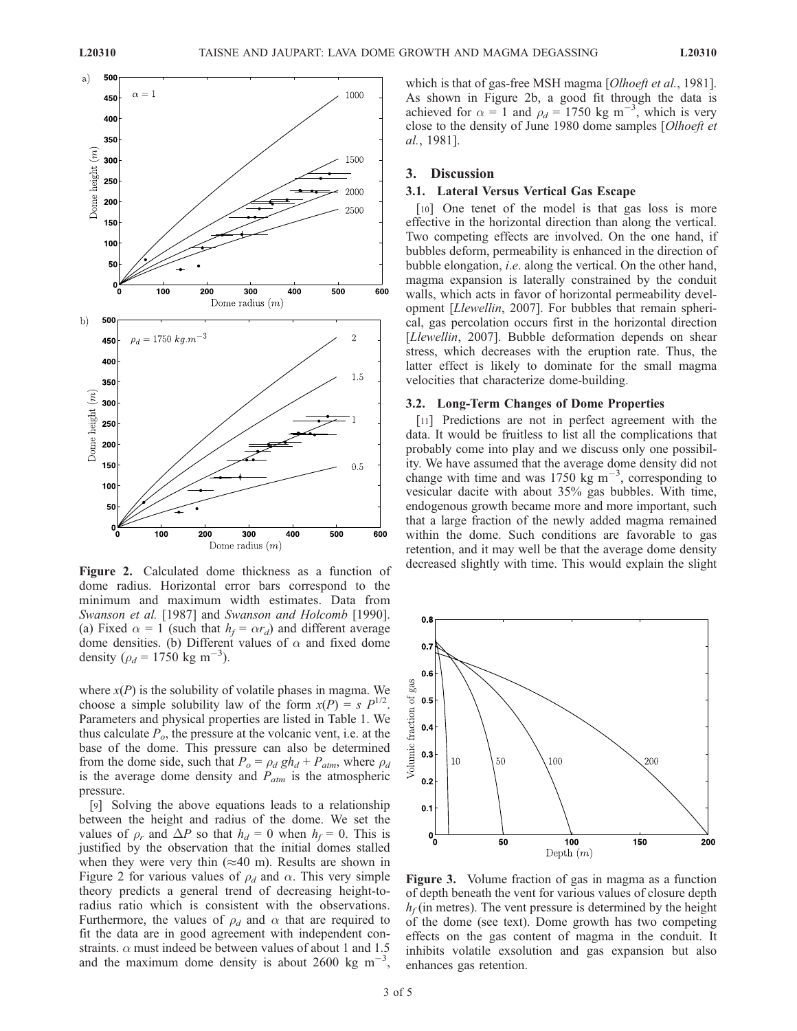**Figure 2.** Calculated dome thickness as a function of dome radius. Horizontal error bars correspond to the minimum and maximum width estimates. Data from *Swanson et al.* [1987] and *Swanson and Holcomb* [1990]. (a) Fixed $\alpha = 1$ (such that $h_f = \alpha r_d$) and different average dome densities. (b) Different values of $\alpha$ and fixed dome density ($\rho_d = 1750$ kg m$^{-3}$).

where $x(P)$ is the solubility of volatile phases in magma. We choose a simple solubility law of the form $x(P) = s\ P^{1/2}$. Parameters and physical properties are listed in Table 1. We thus calculate $P_o$, the pressure at the volcanic vent, i.e. at the base of the dome. This pressure can also be determined from the dome side, such that $P_o = \rho_d\ gh_d + P_{atm}$, where $\rho_d$ is the average dome density and $P_{atm}$ is the atmospheric pressure.

[9] Solving the above equations leads to a relationship between the height and radius of the dome. We set the values of $\rho_r$ and $\Delta P$ so that $h_d = 0$ when $h_f = 0$. This is justified by the observation that the initial domes stalled when they were very thin ($\approx$40 m). Results are shown in Figure 2 for various values of $\rho_d$ and $\alpha$. This very simple theory predicts a general trend of decreasing height-to-radius ratio which is consistent with the observations. Furthermore, the values of $\rho_d$ and $\alpha$ that are required to fit the data are in good agreement with independent constraints. $\alpha$ must indeed be between values of about 1 and 1.5 and the maximum dome density is about 2600 kg m$^{-3}$, which is that of gas-free MSH magma [*Olhoeft et al.*, 1981]. As shown in Figure 2b, a good fit through the data is achieved for $\alpha = 1$ and $\rho_d = 1750$ kg m$^{-3}$, which is very close to the density of June 1980 dome samples [*Olhoeft et al.*, 1981].

## 3. Discussion

### 3.1. Lateral Versus Vertical Gas Escape

[10] One tenet of the model is that gas loss is more effective in the horizontal direction than along the vertical. Two competing effects are involved. On the one hand, if bubbles deform, permeability is enhanced in the direction of bubble elongation, *i.e.* along the vertical. On the other hand, magma expansion is laterally constrained by the conduit walls, which acts in favor of horizontal permeability development [*Llewellin*, 2007]. For bubbles that remain spherical, gas percolation occurs first in the horizontal direction [*Llewellin*, 2007]. Bubble deformation depends on shear stress, which decreases with the eruption rate. Thus, the latter effect is likely to dominate for the small magma velocities that characterize dome-building.

### 3.2. Long-Term Changes of Dome Properties

[11] Predictions are not in perfect agreement with the data. It would be fruitless to list all the complications that probably come into play and we discuss only one possibility. We have assumed that the average dome density did not change with time and was 1750 kg m$^{-3}$, corresponding to vesicular dacite with about 35% gas bubbles. With time, endogenous growth became more and more important, such that a large fraction of the newly added magma remained within the dome. Such conditions are favorable to gas retention, and it may well be that the average dome density decreased slightly with time. This would explain the slight

**Figure 3.** Volume fraction of gas in magma as a function of depth beneath the vent for various values of closure depth $h_f$ (in metres). The vent pressure is determined by the height of the dome (see text). Dome growth has two competing effects on the gas content of magma in the conduit. It inhibits volatile exsolution and gas expansion but also enhances gas retention.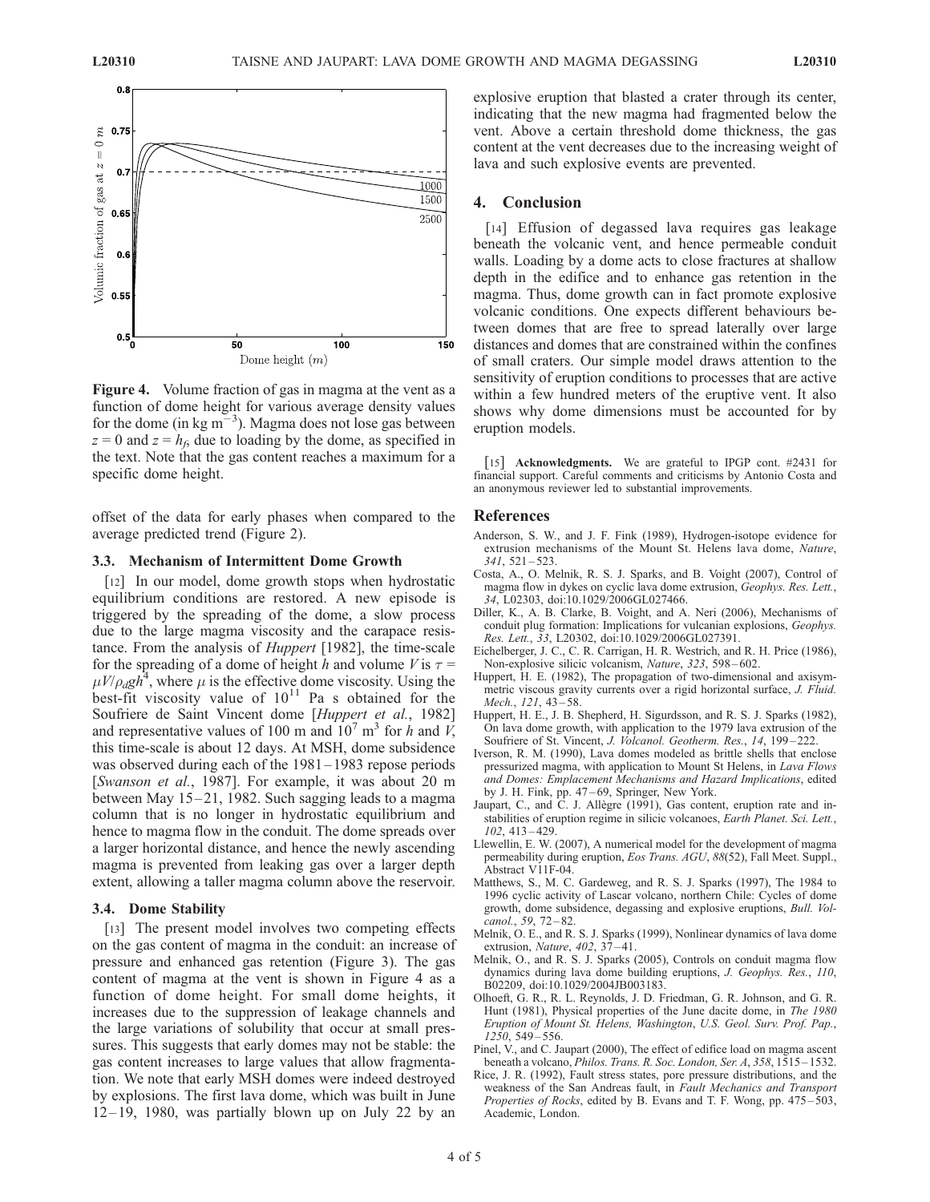**Figure 4.** Volume fraction of gas in magma at the vent as a function of dome height for various average density values for the dome (in kg m$^{-3}$). Magma does not lose gas between $z = 0$ and $z = h_f$, due to loading by the dome, as specified in the text. Note that the gas content reaches a maximum for a specific dome height.

offset of the data for early phases when compared to the average predicted trend (Figure 2).

### 3.3. Mechanism of Intermittent Dome Growth

[12] In our model, dome growth stops when hydrostatic equilibrium conditions are restored. A new episode is triggered by the spreading of the dome, a slow process due to the large magma viscosity and the carapace resistance. From the analysis of *Huppert* [1982], the time-scale for the spreading of a dome of height $h$ and volume $V$ is $\tau = \mu V / \rho_d g h^4$, where $\mu$ is the effective dome viscosity. Using the best-fit viscosity value of $10^{11}$ Pa s obtained for the Soufriere de Saint Vincent dome [*Huppert et al.*, 1982] and representative values of 100 m and $10^7$ m$^3$ for $h$ and $V$, this time-scale is about 12 days. At MSH, dome subsidence was observed during each of the 1981–1983 repose periods [*Swanson et al.*, 1987]. For example, it was about 20 m between May 15–21, 1982. Such sagging leads to a magma column that is no longer in hydrostatic equilibrium and hence to magma flow in the conduit. The dome spreads over a larger horizontal distance, and hence the newly ascending magma is prevented from leaking gas over a larger depth extent, allowing a taller magma column above the reservoir.

### 3.4. Dome Stability

[13] The present model involves two competing effects on the gas content of magma in the conduit: an increase of pressure and enhanced gas retention (Figure 3). The gas content of magma at the vent is shown in Figure 4 as a function of dome height. For small dome heights, it increases due to the suppression of leakage channels and the large variations of solubility that occur at small pressures. This suggests that early domes may not be stable: the gas content increases to large values that allow fragmentation. We note that early MSH domes were indeed destroyed by explosions. The first lava dome, which was built in June 12–19, 1980, was partially blown up on July 22 by an explosive eruption that blasted a crater through its center, indicating that the new magma had fragmented below the vent. Above a certain threshold dome thickness, the gas content at the vent decreases due to the increasing weight of lava and such explosive events are prevented.

## 4. Conclusion

[14] Effusion of degassed lava requires gas leakage beneath the volcanic vent, and hence permeable conduit walls. Loading by a dome acts to close fractures at shallow depth in the edifice and to enhance gas retention in the magma. Thus, dome growth can in fact promote explosive volcanic conditions. One expects different behaviours between domes that are free to spread laterally over large distances and domes that are constrained within the confines of small craters. Our simple model draws attention to the sensitivity of eruption conditions to processes that are active within a few hundred meters of the eruptive vent. It also shows why dome dimensions must be accounted for by eruption models.

[15] **Acknowledgments.** We are grateful to IPGP cont. #2431 for financial support. Careful comments and criticisms by Antonio Costa and an anonymous reviewer led to substantial improvements.

## References

Anderson, S. W., and J. F. Fink (1989), Hydrogen-isotope evidence for extrusion mechanisms of the Mount St. Helens lava dome, *Nature*, *341*, 521–523.

Costa, A., O. Melnik, R. S. J. Sparks, and B. Voight (2007), Control of magma flow in dykes on cyclic lava dome extrusion, *Geophys. Res. Lett.*, *34*, L02303, doi:10.1029/2006GL027466.

Diller, K., A. B. Clarke, B. Voight, and A. Neri (2006), Mechanisms of conduit plug formation: Implications for vulcanian explosions, *Geophys. Res. Lett.*, *33*, L20302, doi:10.1029/2006GL027391.

Eichelberger, J. C., C. R. Carrigan, H. R. Westrich, and R. H. Price (1986), Non-explosive silicic volcanism, *Nature*, *323*, 598–602.

Huppert, H. E. (1982), The propagation of two-dimensional and axisymmetric viscous gravity currents over a rigid horizontal surface, *J. Fluid. Mech.*, *121*, 43–58.

Huppert, H. E., J. B. Shepherd, H. Sigurdsson, and R. S. J. Sparks (1982), On lava dome growth, with application to the 1979 lava extrusion of the Soufriere of St. Vincent, *J. Volcanol. Geotherm. Res.*, *14*, 199–222.

Iverson, R. M. (1990), Lava domes modeled as brittle shells that enclose pressurized magma, with application to Mount St Helens, in *Lava Flows and Domes: Emplacement Mechanisms and Hazard Implications*, edited by J. H. Fink, pp. 47–69, Springer, New York.

Jaupart, C., and C. J. Allègre (1991), Gas content, eruption rate and instabilities of eruption regime in silicic volcanoes, *Earth Planet. Sci. Lett.*, *102*, 413–429.

Llewellin, E. W. (2007), A numerical model for the development of magma permeability during eruption, *Eos Trans. AGU*, *88*(52), Fall Meet. Suppl., Abstract V11F-04.

Matthews, S., M. C. Gardeweg, and R. S. J. Sparks (1997), The 1984 to 1996 cyclic activity of Lascar volcano, northern Chile: Cycles of dome growth, dome subsidence, degassing and explosive eruptions, *Bull. Volcanol.*, *59*, 72–82.

Melnik, O. E., and R. S. J. Sparks (1999), Nonlinear dynamics of lava dome extrusion, *Nature*, *402*, 37–41.

Melnik, O., and R. S. J. Sparks (2005), Controls on conduit magma flow dynamics during lava dome building eruptions, *J. Geophys. Res.*, *110*, B02209, doi:10.1029/2004JB003183.

Olhoeft, G. R., R. L. Reynolds, J. D. Friedman, G. R. Johnson, and G. R. Hunt (1981), Physical properties of the June dacite dome, in *The 1980 Eruption of Mount St. Helens, Washington*, *U.S. Geol. Surv. Prof. Pap.*, *1250*, 549–556.

Pinel, V., and C. Jaupart (2000), The effect of edifice load on magma ascent beneath a volcano, *Philos. Trans. R. Soc. London, Ser. A*, *358*, 1515–1532.

Rice, J. R. (1992), Fault stress states, pore pressure distributions, and the weakness of the San Andreas fault, in *Fault Mechanics and Transport Properties of Rocks*, edited by B. Evans and T. F. Wong, pp. 475–503, Academic, London.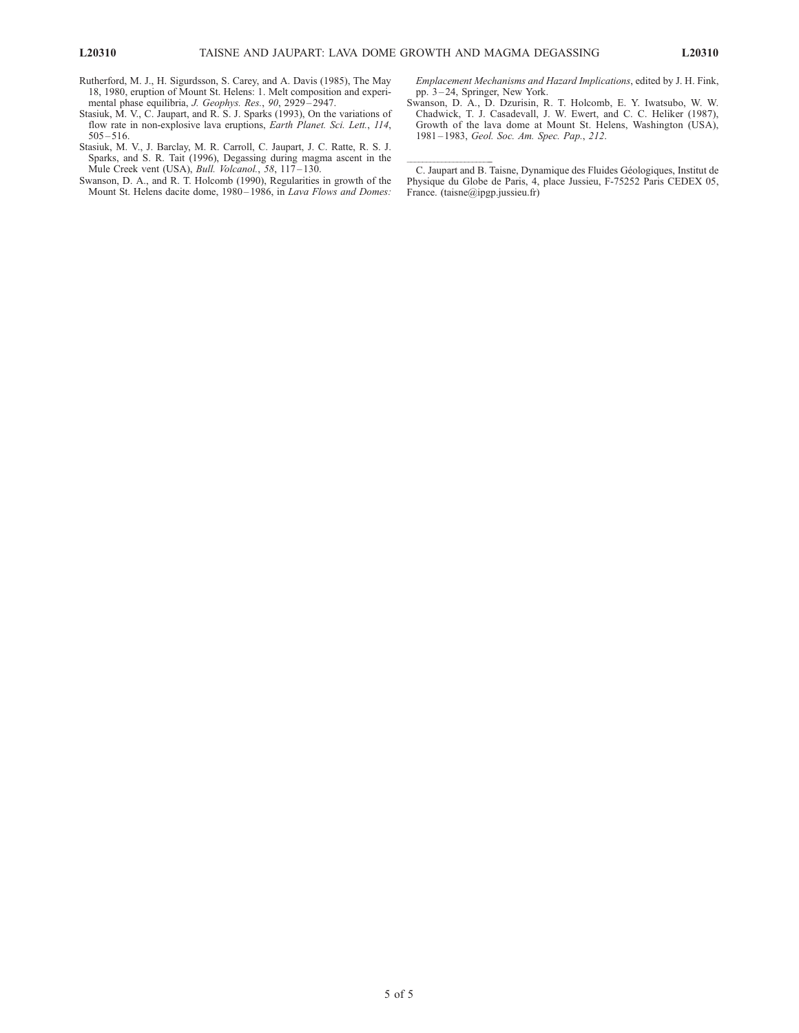Rutherford, M. J., H. Sigurdsson, S. Carey, and A. Davis (1985), The May 18, 1980, eruption of Mount St. Helens: 1. Melt composition and experimental phase equilibria, *J. Geophys. Res.*, *90*, 2929–2947.

Stasiuk, M. V., C. Jaupart, and R. S. J. Sparks (1993), On the variations of flow rate in non-explosive lava eruptions, *Earth Planet. Sci. Lett.*, *114*, 505–516.

Stasiuk, M. V., J. Barclay, M. R. Carroll, C. Jaupart, J. C. Ratte, R. S. J. Sparks, and S. R. Tait (1996), Degassing during magma ascent in the Mule Creek vent (USA), *Bull. Volcanol.*, *58*, 117–130.

Swanson, D. A., and R. T. Holcomb (1990), Regularities in growth of the Mount St. Helens dacite dome, 1980–1986, in *Lava Flows and Domes: Emplacement Mechanisms and Hazard Implications*, edited by J. H. Fink, pp. 3–24, Springer, New York.

Swanson, D. A., D. Dzurisin, R. T. Holcomb, E. Y. Iwatsubo, W. W. Chadwick, T. J. Casadevall, J. W. Ewert, and C. C. Heliker (1987), Growth of the lava dome at Mount St. Helens, Washington (USA), 1981–1983, *Geol. Soc. Am. Spec. Pap.*, *212*.

---

C. Jaupart and B. Taisne, Dynamique des Fluides Géologiques, Institut de Physique du Globe de Paris, 4, place Jussieu, F-75252 Paris CEDEX 05, France. (taisne@ipgp.jussieu.fr)